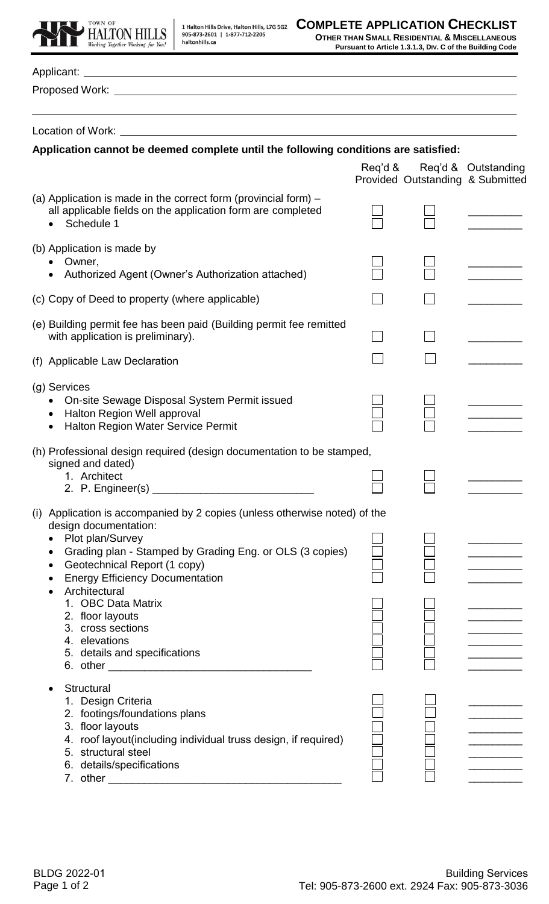TOWN OF HALTON HILLS
*Working Together Working for You!*

1 Halton Hills Drive, Halton Hills, L7G 5G2
905-873-2601 | 1-877-712-2205
haltonhills.ca

# COMPLETE APPLICATION CHECKLIST

**OTHER THAN SMALL RESIDENTIAL & MISCELLANEOUS**
**Pursuant to Article 1.3.1.3, DIV. C of the Building Code**

Applicant: ______________________________________________

Proposed Work: ______________________________________________

______________________________________________

Location of Work: ______________________________________________

**Application cannot be deemed complete until the following conditions are satisfied:**

| | Req'd & Provided | Req'd & Outstanding | Outstanding & Submitted |
|---|---|---|---|
| (a) Application is made in the correct form (provincial form) – all applicable fields on the application form are completed | ☐ | ☐ | ________ |
| • Schedule 1 | ☐ | ☐ | ________ |
| (b) Application is made by | | | |
| • Owner, | ☐ | ☐ | ________ |
| • Authorized Agent (Owner's Authorization attached) | ☐ | ☐ | ________ |
| (c) Copy of Deed to property (where applicable) | ☐ | ☐ | ________ |
| (e) Building permit fee has been paid (Building permit fee remitted with application is preliminary). | ☐ | ☐ | ________ |
| (f) Applicable Law Declaration | ☐ | ☐ | ________ |
| (g) Services | | | |
| • On-site Sewage Disposal System Permit issued | ☐ | ☐ | ________ |
| • Halton Region Well approval | ☐ | ☐ | ________ |
| • Halton Region Water Service Permit | ☐ | ☐ | ________ |
| (h) Professional design required (design documentation to be stamped, signed and dated) | | | |
| 1. Architect | ☐ | ☐ | ________ |
| 2. P. Engineer(s) ________________ | ☐ | ☐ | ________ |
| (i) Application is accompanied by 2 copies (unless otherwise noted) of the design documentation: | | | |
| • Plot plan/Survey | ☐ | ☐ | ________ |
| • Grading plan - Stamped by Grading Eng. or OLS (3 copies) | ☐ | ☐ | ________ |
| • Geotechnical Report (1 copy) | ☐ | ☐ | ________ |
| • Energy Efficiency Documentation | ☐ | ☐ | ________ |
| • Architectural | | | |
| 1. OBC Data Matrix | ☐ | ☐ | ________ |
| 2. floor layouts | ☐ | ☐ | ________ |
| 3. cross sections | ☐ | ☐ | ________ |
| 4. elevations | ☐ | ☐ | ________ |
| 5. details and specifications | ☐ | ☐ | ________ |
| 6. other ________________ | ☐ | ☐ | ________ |
| • Structural | | | |
| 1. Design Criteria | ☐ | ☐ | ________ |
| 2. footings/foundations plans | ☐ | ☐ | ________ |
| 3. floor layouts | ☐ | ☐ | ________ |
| 4. roof layout(including individual truss design, if required) | ☐ | ☐ | ________ |
| 5. structural steel | ☐ | ☐ | ________ |
| 6. details/specifications | ☐ | ☐ | ________ |
| 7. other ________________ | ☐ | ☐ | ________ |

BLDG 2022-01

Building Services
Tel: 905-873-2600 ext. 2924 Fax: 905-873-3036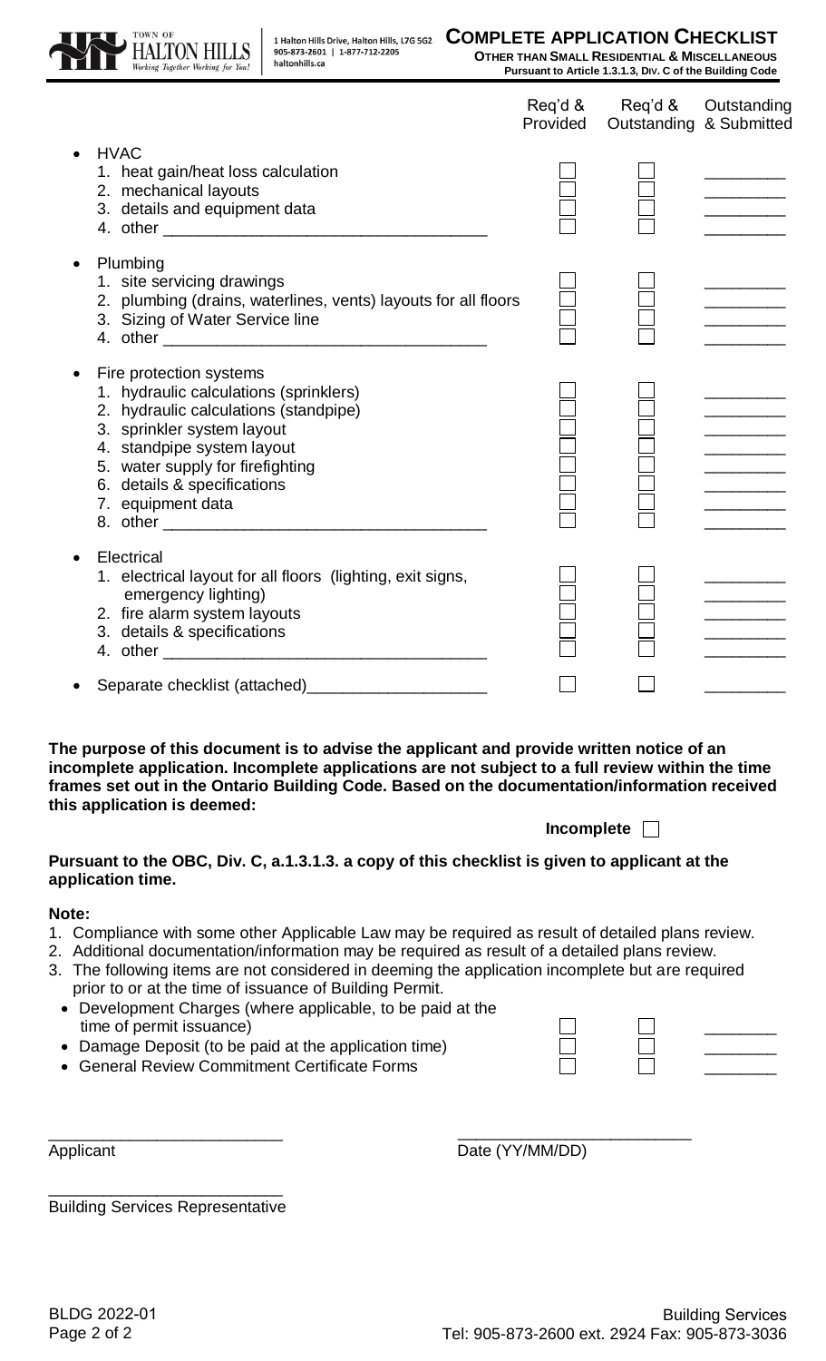TOWN OF HALTON HILLS
Working Together Working for You!

1 Halton Hills Drive, Halton Hills, L7G 5G2
905-873-2601 | 1-877-712-2205
haltonhills.ca

# COMPLETE APPLICATION CHECKLIST

**OTHER THAN SMALL RESIDENTIAL & MISCELLANEOUS**
**Pursuant to Article 1.3.1.3, Div. C of the Building Code**

| | Req'd & Provided | Req'd & Outstanding | Outstanding & Submitted |
|---|---|---|---|
| • HVAC | | | |
| 1. heat gain/heat loss calculation | ☐ | ☐ | _________ |
| 2. mechanical layouts | ☐ | ☐ | _________ |
| 3. details and equipment data | ☐ | ☐ | _________ |
| 4. other ___________________________________ | ☐ | ☐ | _________ |
| • Plumbing | | | |
| 1. site servicing drawings | ☐ | ☐ | _________ |
| 2. plumbing (drains, waterlines, vents) layouts for all floors | ☐ | ☐ | _________ |
| 3. Sizing of Water Service line | ☐ | ☐ | _________ |
| 4. other ___________________________________ | ☐ | ☐ | _________ |
| • Fire protection systems | | | |
| 1. hydraulic calculations (sprinklers) | ☐ | ☐ | _________ |
| 2. hydraulic calculations (standpipe) | ☐ | ☐ | _________ |
| 3. sprinkler system layout | ☐ | ☐ | _________ |
| 4. standpipe system layout | ☐ | ☐ | _________ |
| 5. water supply for firefighting | ☐ | ☐ | _________ |
| 6. details & specifications | ☐ | ☐ | _________ |
| 7. equipment data | ☐ | ☐ | _________ |
| 8. other ___________________________________ | ☐ | ☐ | _________ |
| • Electrical | | | |
| 1. electrical layout for all floors (lighting, exit signs, emergency lighting) | ☐ | ☐ | _________ |
| 2. fire alarm system layouts | ☐ | ☐ | _________ |
| 3. details & specifications | ☐ | ☐ | _________ |
| 4. other ___________________________________ | ☐ | ☐ | _________ |
| • Separate checklist (attached)____________________ | ☐ | ☐ | _________ |

**The purpose of this document is to advise the applicant and provide written notice of an incomplete application. Incomplete applications are not subject to a full review within the time frames set out in the Ontario Building Code. Based on the documentation/information received this application is deemed:**

**Incomplete** ☐

**Pursuant to the OBC, Div. C, a.1.3.1.3. a copy of this checklist is given to applicant at the application time.**

**Note:**

1. Compliance with some other Applicable Law may be required as result of detailed plans review.
2. Additional documentation/information may be required as result of a detailed plans review.
3. The following items are not considered in deeming the application incomplete but are required prior to or at the time of issuance of Building Permit.

| | | | |
|---|---|---|---|
| • Development Charges (where applicable, to be paid at the time of permit issuance) | ☐ | ☐ | ________ |
| • Damage Deposit (to be paid at the application time) | ☐ | ☐ | ________ |
| • General Review Commitment Certificate Forms | ☐ | ☐ | ________ |

__________________________ Applicant

__________________________ Date (YY/MM/DD)

__________________________ Building Services Representative

BLDG 2022-01

Building Services
Tel: 905-873-2600 ext. 2924 Fax: 905-873-3036